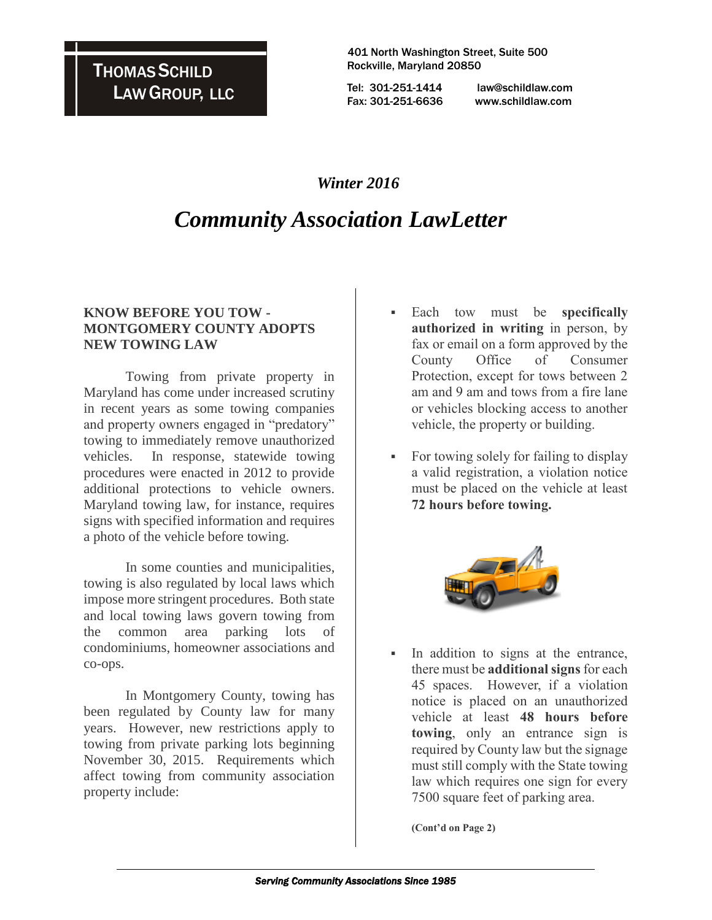**THOMAS SCHILD LAW GROUP, LLC**

401 North Washington Street, Suite 500
Rockville, Maryland 20850

Tel: 301-251-1414 law@schildlaw.com
Fax: 301-251-6636 www.schildlaw.com

*Winter 2016*

# *Community Association LawLetter*

## KNOW BEFORE YOU TOW - MONTGOMERY COUNTY ADOPTS NEW TOWING LAW

Towing from private property in Maryland has come under increased scrutiny in recent years as some towing companies and property owners engaged in "predatory" towing to immediately remove unauthorized vehicles. In response, statewide towing procedures were enacted in 2012 to provide additional protections to vehicle owners. Maryland towing law, for instance, requires signs with specified information and requires a photo of the vehicle before towing.

In some counties and municipalities, towing is also regulated by local laws which impose more stringent procedures. Both state and local towing laws govern towing from the common area parking lots of condominiums, homeowner associations and co-ops.

In Montgomery County, towing has been regulated by County law for many years. However, new restrictions apply to towing from private parking lots beginning November 30, 2015. Requirements which affect towing from community association property include:

- Each tow must be **specifically authorized in writing** in person, by fax or email on a form approved by the County Office of Consumer Protection, except for tows between 2 am and 9 am and tows from a fire lane or vehicles blocking access to another vehicle, the property or building.

- For towing solely for failing to display a valid registration, a violation notice must be placed on the vehicle at least **72 hours before towing.**

- In addition to signs at the entrance, there must be **additional signs** for each 45 spaces. However, if a violation notice is placed on an unauthorized vehicle at least **48 hours before towing**, only an entrance sign is required by County law but the signage must still comply with the State towing law which requires one sign for every 7500 square feet of parking area.

**(Cont'd on Page 2)**

*Serving Community Associations Since 1985*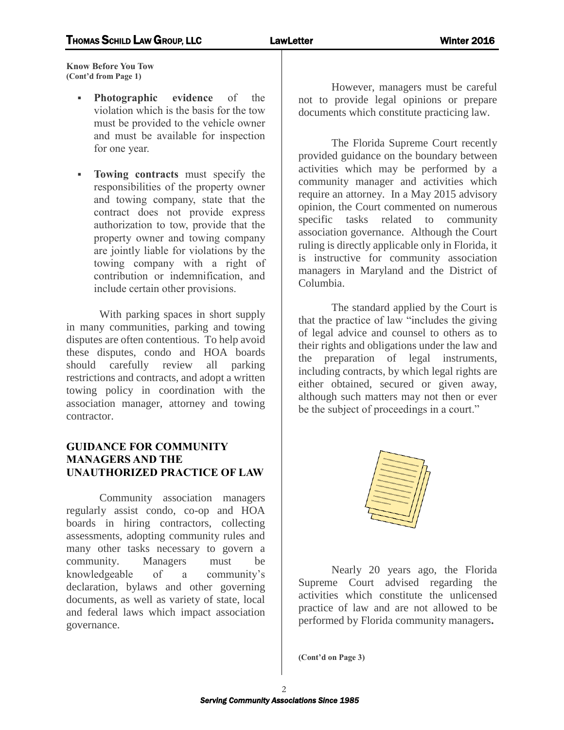**Know Before You Tow**
**(Cont'd from Page 1)**

- **Photographic evidence** of the violation which is the basis for the tow must be provided to the vehicle owner and must be available for inspection for one year.
- **Towing contracts** must specify the responsibilities of the property owner and towing company, state that the contract does not provide express authorization to tow, provide that the property owner and towing company are jointly liable for violations by the towing company with a right of contribution or indemnification, and include certain other provisions.

With parking spaces in short supply in many communities, parking and towing disputes are often contentious. To help avoid these disputes, condo and HOA boards should carefully review all parking restrictions and contracts, and adopt a written towing policy in coordination with the association manager, attorney and towing contractor.

## GUIDANCE FOR COMMUNITY MANAGERS AND THE UNAUTHORIZED PRACTICE OF LAW

Community association managers regularly assist condo, co-op and HOA boards in hiring contractors, collecting assessments, adopting community rules and many other tasks necessary to govern a community. Managers must be knowledgeable of a community's declaration, bylaws and other governing documents, as well as variety of state, local and federal laws which impact association governance.

However, managers must be careful not to provide legal opinions or prepare documents which constitute practicing law.

The Florida Supreme Court recently provided guidance on the boundary between activities which may be performed by a community manager and activities which require an attorney. In a May 2015 advisory opinion, the Court commented on numerous specific tasks related to community association governance. Although the Court ruling is directly applicable only in Florida, it is instructive for community association managers in Maryland and the District of Columbia.

The standard applied by the Court is that the practice of law "includes the giving of legal advice and counsel to others as to their rights and obligations under the law and the preparation of legal instruments, including contracts, by which legal rights are either obtained, secured or given away, although such matters may not then or ever be the subject of proceedings in a court."

Nearly 20 years ago, the Florida Supreme Court advised regarding the activities which constitute the unlicensed practice of law and are not allowed to be performed by Florida community managers.

**(Cont'd on Page 3)**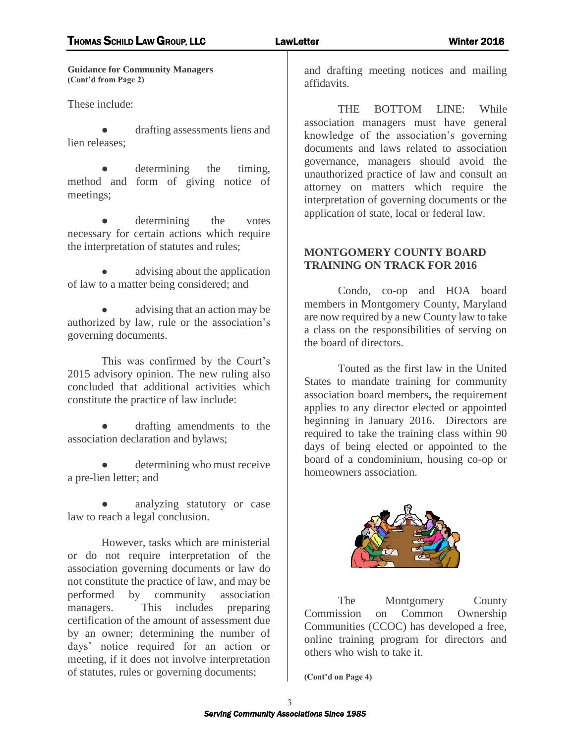**Guidance for Community Managers**
**(Cont'd from Page 2)**

These include:

- drafting assessments liens and lien releases;
- determining the timing, method and form of giving notice of meetings;
- determining the votes necessary for certain actions which require the interpretation of statutes and rules;
- advising about the application of law to a matter being considered; and
- advising that an action may be authorized by law, rule or the association's governing documents.

This was confirmed by the Court's 2015 advisory opinion. The new ruling also concluded that additional activities which constitute the practice of law include:

- drafting amendments to the association declaration and bylaws;
- determining who must receive a pre-lien letter; and
- analyzing statutory or case law to reach a legal conclusion.

However, tasks which are ministerial or do not require interpretation of the association governing documents or law do not constitute the practice of law, and may be performed by community association managers. This includes preparing certification of the amount of assessment due by an owner; determining the number of days' notice required for an action or meeting, if it does not involve interpretation of statutes, rules or governing documents; and drafting meeting notices and mailing affidavits.

THE BOTTOM LINE: While association managers must have general knowledge of the association's governing documents and laws related to association governance, managers should avoid the unauthorized practice of law and consult an attorney on matters which require the interpretation of governing documents or the application of state, local or federal law.

## MONTGOMERY COUNTY BOARD TRAINING ON TRACK FOR 2016

Condo, co-op and HOA board members in Montgomery County, Maryland are now required by a new County law to take a class on the responsibilities of serving on the board of directors.

Touted as the first law in the United States to mandate training for community association board members**,** the requirement applies to any director elected or appointed beginning in January 2016. Directors are required to take the training class within 90 days of being elected or appointed to the board of a condominium, housing co-op or homeowners association.

The Montgomery County Commission on Common Ownership Communities (CCOC) has developed a free, online training program for directors and others who wish to take it.

**(Cont'd on Page 4)**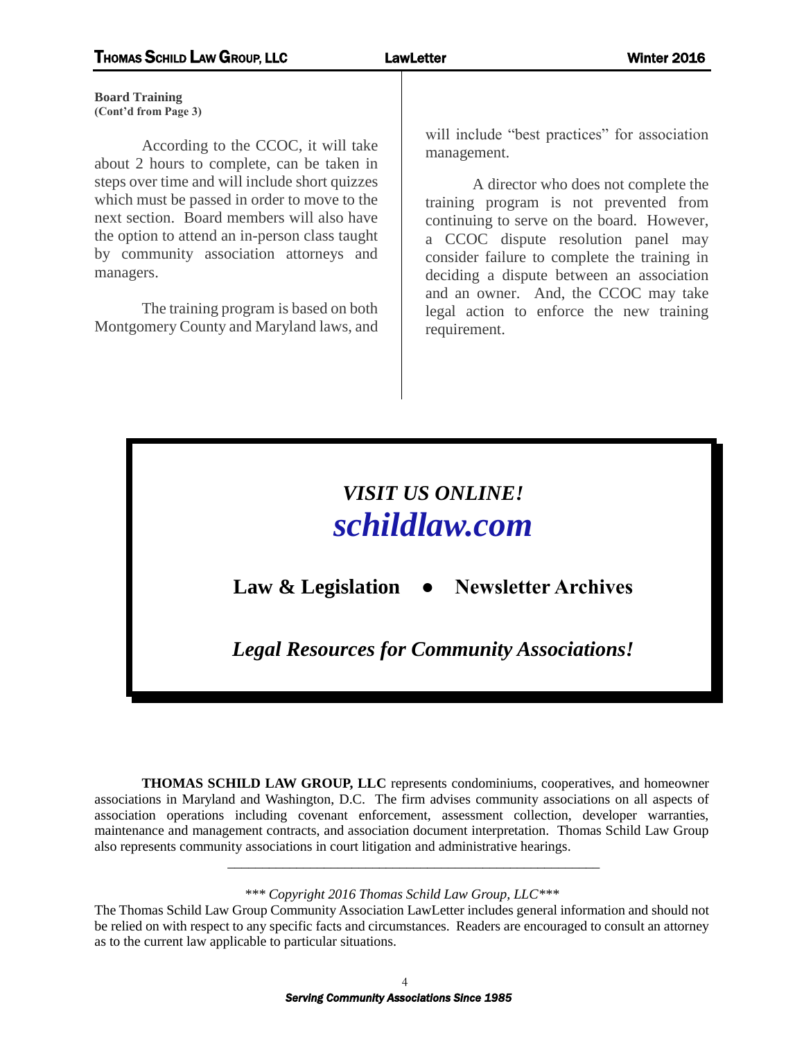**Board Training**
**(Cont'd from Page 3)**

According to the CCOC, it will take about 2 hours to complete, can be taken in steps over time and will include short quizzes which must be passed in order to move to the next section. Board members will also have the option to attend an in-person class taught by community association attorneys and managers.

The training program is based on both Montgomery County and Maryland laws, and will include "best practices" for association management.

A director who does not complete the training program is not prevented from continuing to serve on the board. However, a CCOC dispute resolution panel may consider failure to complete the training in deciding a dispute between an association and an owner. And, the CCOC may take legal action to enforce the new training requirement.

***VISIT US ONLINE!***
***schildlaw.com***

**Law & Legislation ● Newsletter Archives**

***Legal Resources for Community Associations!***

**THOMAS SCHILD LAW GROUP, LLC** represents condominiums, cooperatives, and homeowner associations in Maryland and Washington, D.C. The firm advises community associations on all aspects of association operations including covenant enforcement, assessment collection, developer warranties, maintenance and management contracts, and association document interpretation. Thomas Schild Law Group also represents community associations in court litigation and administrative hearings.

---

*\*\*\* Copyright 2016 Thomas Schild Law Group, LLC\*\*\**

The Thomas Schild Law Group Community Association LawLetter includes general information and should not be relied on with respect to any specific facts and circumstances. Readers are encouraged to consult an attorney as to the current law applicable to particular situations.